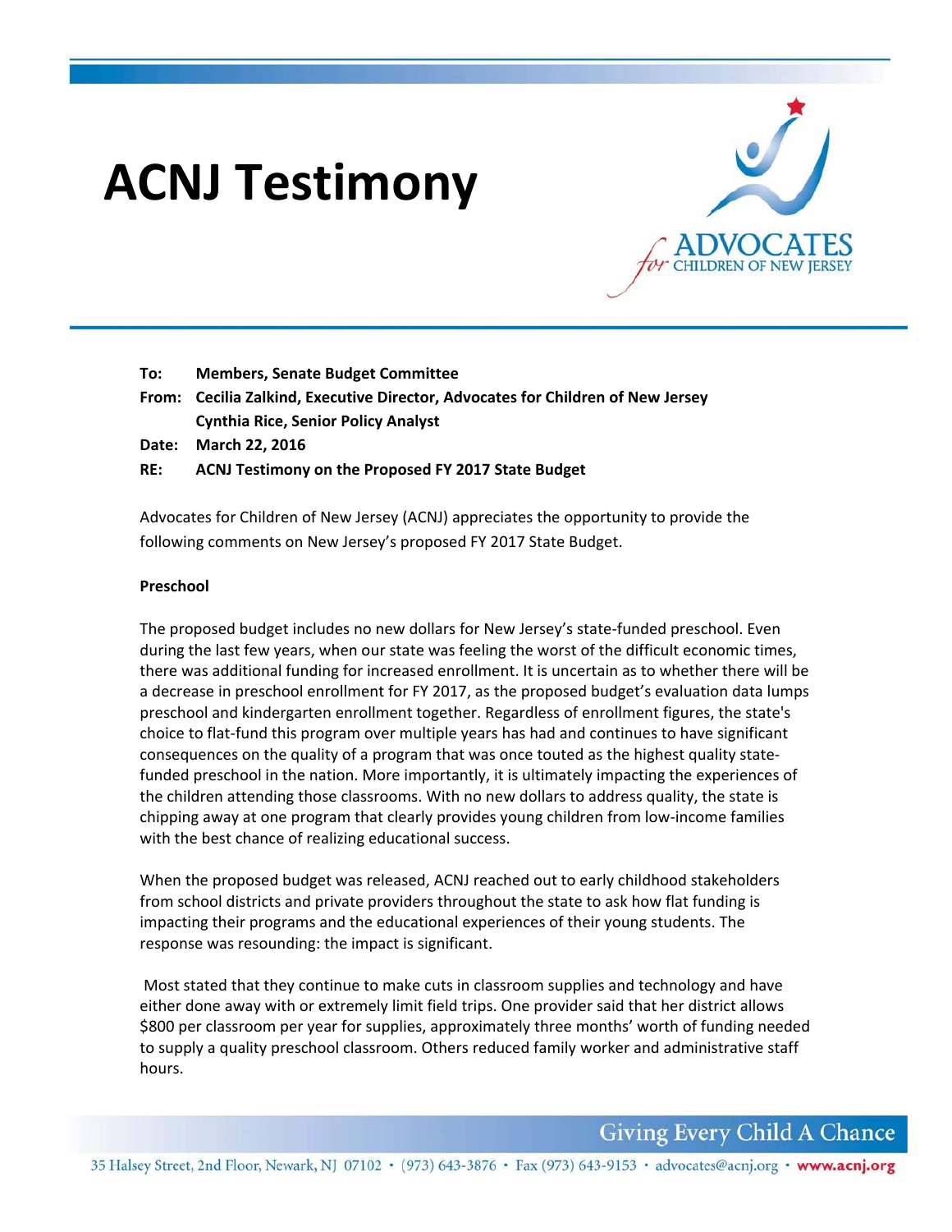# ACNJ Testimony

**To:** Members, Senate Budget Committee

**From:** Cecilia Zalkind, Executive Director, Advocates for Children of New Jersey
Cynthia Rice, Senior Policy Analyst

**Date:** March 22, 2016

**RE:** ACNJ Testimony on the Proposed FY 2017 State Budget

Advocates for Children of New Jersey (ACNJ) appreciates the opportunity to provide the following comments on New Jersey's proposed FY 2017 State Budget.

**Preschool**

The proposed budget includes no new dollars for New Jersey's state-funded preschool. Even during the last few years, when our state was feeling the worst of the difficult economic times, there was additional funding for increased enrollment. It is uncertain as to whether there will be a decrease in preschool enrollment for FY 2017, as the proposed budget's evaluation data lumps preschool and kindergarten enrollment together. Regardless of enrollment figures, the state's choice to flat-fund this program over multiple years has had and continues to have significant consequences on the quality of a program that was once touted as the highest quality state-funded preschool in the nation. More importantly, it is ultimately impacting the experiences of the children attending those classrooms. With no new dollars to address quality, the state is chipping away at one program that clearly provides young children from low-income families with the best chance of realizing educational success.

When the proposed budget was released, ACNJ reached out to early childhood stakeholders from school districts and private providers throughout the state to ask how flat funding is impacting their programs and the educational experiences of their young students. The response was resounding: the impact is significant.

Most stated that they continue to make cuts in classroom supplies and technology and have either done away with or extremely limit field trips. One provider said that her district allows $800 per classroom per year for supplies, approximately three months' worth of funding needed to supply a quality preschool classroom. Others reduced family worker and administrative staff hours.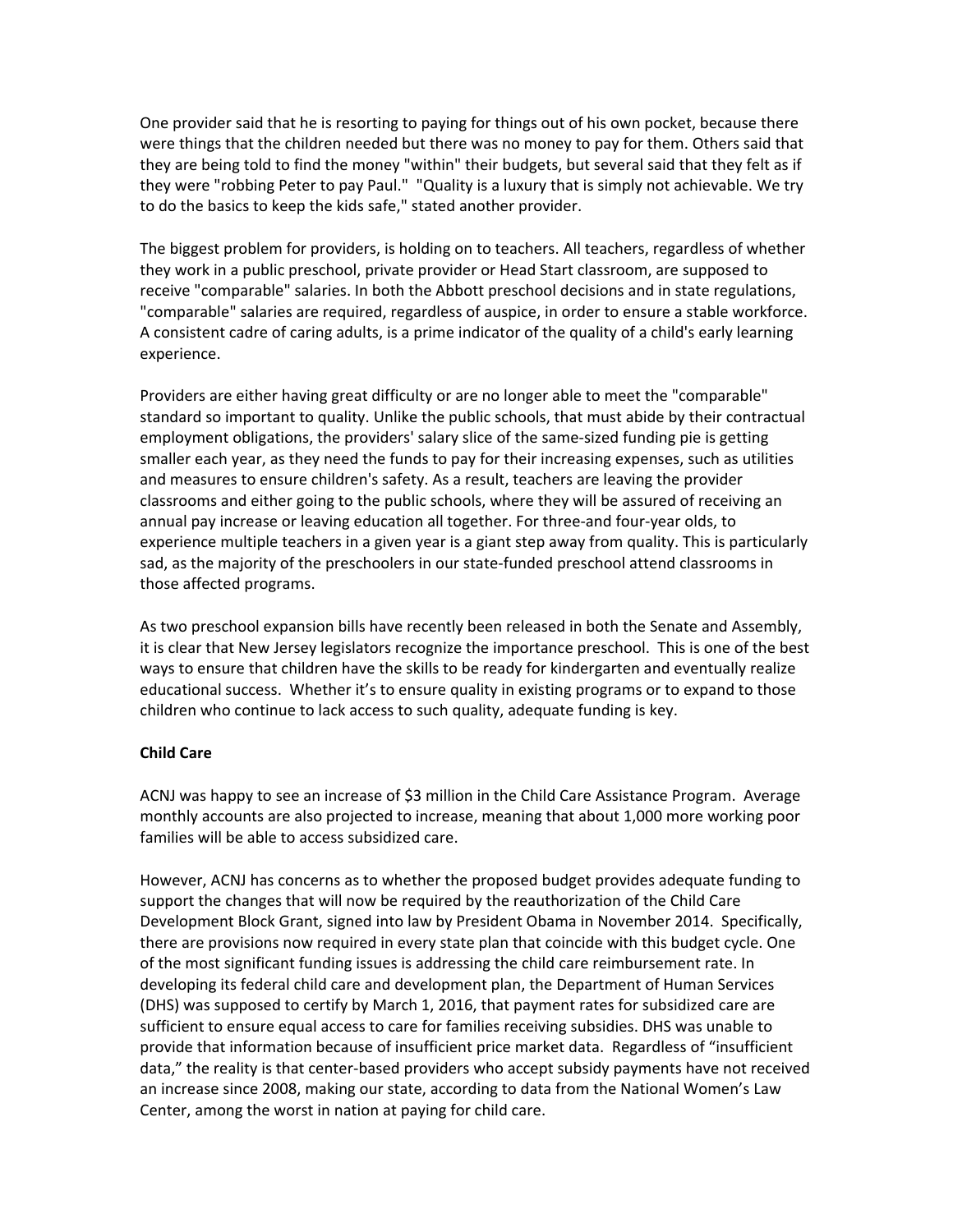One provider said that he is resorting to paying for things out of his own pocket, because there were things that the children needed but there was no money to pay for them. Others said that they are being told to find the money "within" their budgets, but several said that they felt as if they were "robbing Peter to pay Paul." "Quality is a luxury that is simply not achievable. We try to do the basics to keep the kids safe," stated another provider.

The biggest problem for providers, is holding on to teachers. All teachers, regardless of whether they work in a public preschool, private provider or Head Start classroom, are supposed to receive "comparable" salaries. In both the Abbott preschool decisions and in state regulations, "comparable" salaries are required, regardless of auspice, in order to ensure a stable workforce. A consistent cadre of caring adults, is a prime indicator of the quality of a child's early learning experience.

Providers are either having great difficulty or are no longer able to meet the "comparable" standard so important to quality. Unlike the public schools, that must abide by their contractual employment obligations, the providers' salary slice of the same-sized funding pie is getting smaller each year, as they need the funds to pay for their increasing expenses, such as utilities and measures to ensure children's safety. As a result, teachers are leaving the provider classrooms and either going to the public schools, where they will be assured of receiving an annual pay increase or leaving education all together. For three-and four-year olds, to experience multiple teachers in a given year is a giant step away from quality. This is particularly sad, as the majority of the preschoolers in our state-funded preschool attend classrooms in those affected programs.

As two preschool expansion bills have recently been released in both the Senate and Assembly, it is clear that New Jersey legislators recognize the importance preschool. This is one of the best ways to ensure that children have the skills to be ready for kindergarten and eventually realize educational success. Whether it's to ensure quality in existing programs or to expand to those children who continue to lack access to such quality, adequate funding is key.

**Child Care**

ACNJ was happy to see an increase of $3 million in the Child Care Assistance Program. Average monthly accounts are also projected to increase, meaning that about 1,000 more working poor families will be able to access subsidized care.

However, ACNJ has concerns as to whether the proposed budget provides adequate funding to support the changes that will now be required by the reauthorization of the Child Care Development Block Grant, signed into law by President Obama in November 2014. Specifically, there are provisions now required in every state plan that coincide with this budget cycle. One of the most significant funding issues is addressing the child care reimbursement rate. In developing its federal child care and development plan, the Department of Human Services (DHS) was supposed to certify by March 1, 2016, that payment rates for subsidized care are sufficient to ensure equal access to care for families receiving subsidies. DHS was unable to provide that information because of insufficient price market data. Regardless of "insufficient data," the reality is that center-based providers who accept subsidy payments have not received an increase since 2008, making our state, according to data from the National Women's Law Center, among the worst in nation at paying for child care.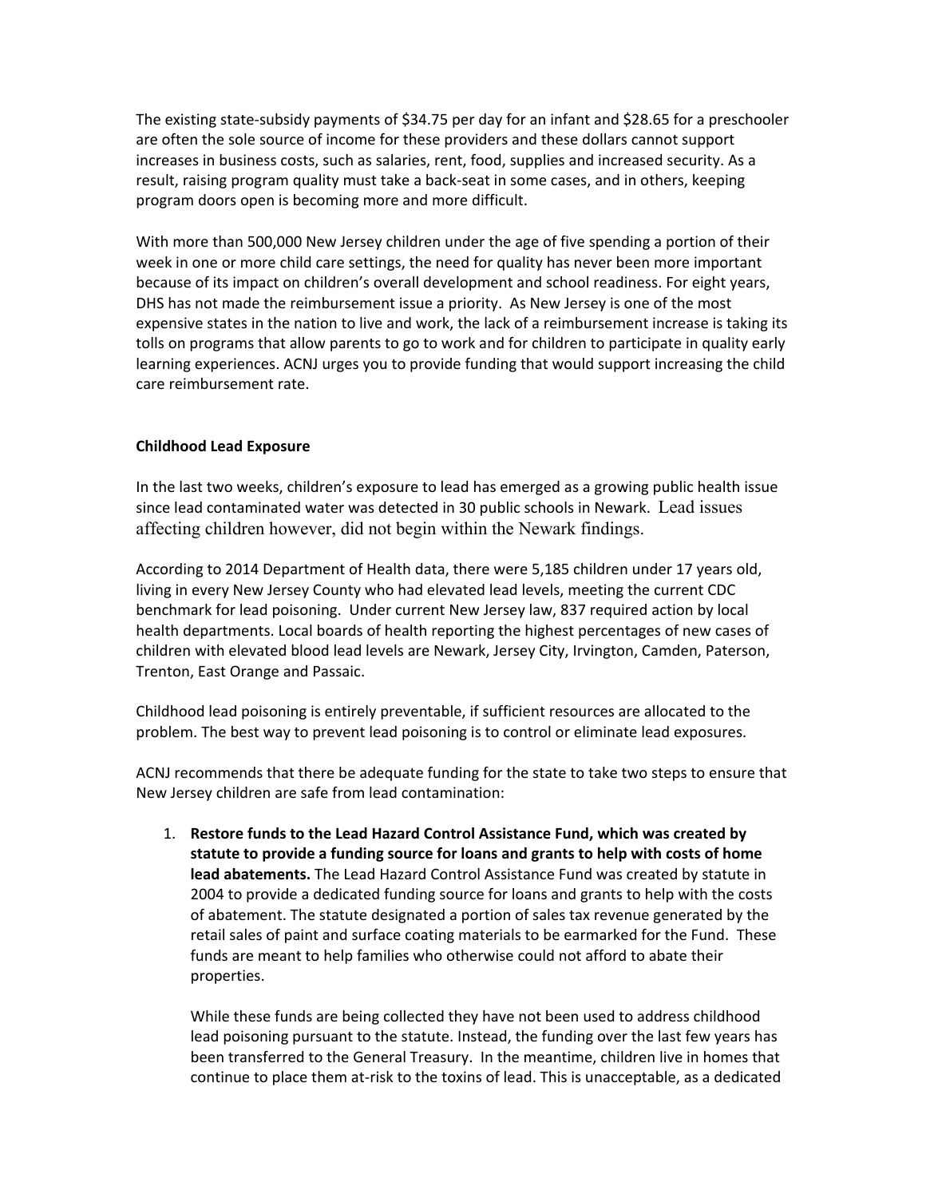The existing state-subsidy payments of $34.75 per day for an infant and $28.65 for a preschooler are often the sole source of income for these providers and these dollars cannot support increases in business costs, such as salaries, rent, food, supplies and increased security. As a result, raising program quality must take a back-seat in some cases, and in others, keeping program doors open is becoming more and more difficult.

With more than 500,000 New Jersey children under the age of five spending a portion of their week in one or more child care settings, the need for quality has never been more important because of its impact on children's overall development and school readiness. For eight years, DHS has not made the reimbursement issue a priority. As New Jersey is one of the most expensive states in the nation to live and work, the lack of a reimbursement increase is taking its tolls on programs that allow parents to go to work and for children to participate in quality early learning experiences. ACNJ urges you to provide funding that would support increasing the child care reimbursement rate.

**Childhood Lead Exposure**

In the last two weeks, children's exposure to lead has emerged as a growing public health issue since lead contaminated water was detected in 30 public schools in Newark. Lead issues affecting children however, did not begin within the Newark findings.

According to 2014 Department of Health data, there were 5,185 children under 17 years old, living in every New Jersey County who had elevated lead levels, meeting the current CDC benchmark for lead poisoning. Under current New Jersey law, 837 required action by local health departments. Local boards of health reporting the highest percentages of new cases of children with elevated blood lead levels are Newark, Jersey City, Irvington, Camden, Paterson, Trenton, East Orange and Passaic.

Childhood lead poisoning is entirely preventable, if sufficient resources are allocated to the problem. The best way to prevent lead poisoning is to control or eliminate lead exposures.

ACNJ recommends that there be adequate funding for the state to take two steps to ensure that New Jersey children are safe from lead contamination:

1. **Restore funds to the Lead Hazard Control Assistance Fund, which was created by statute to provide a funding source for loans and grants to help with costs of home lead abatements.** The Lead Hazard Control Assistance Fund was created by statute in 2004 to provide a dedicated funding source for loans and grants to help with the costs of abatement. The statute designated a portion of sales tax revenue generated by the retail sales of paint and surface coating materials to be earmarked for the Fund. These funds are meant to help families who otherwise could not afford to abate their properties.

   While these funds are being collected they have not been used to address childhood lead poisoning pursuant to the statute. Instead, the funding over the last few years has been transferred to the General Treasury. In the meantime, children live in homes that continue to place them at-risk to the toxins of lead. This is unacceptable, as a dedicated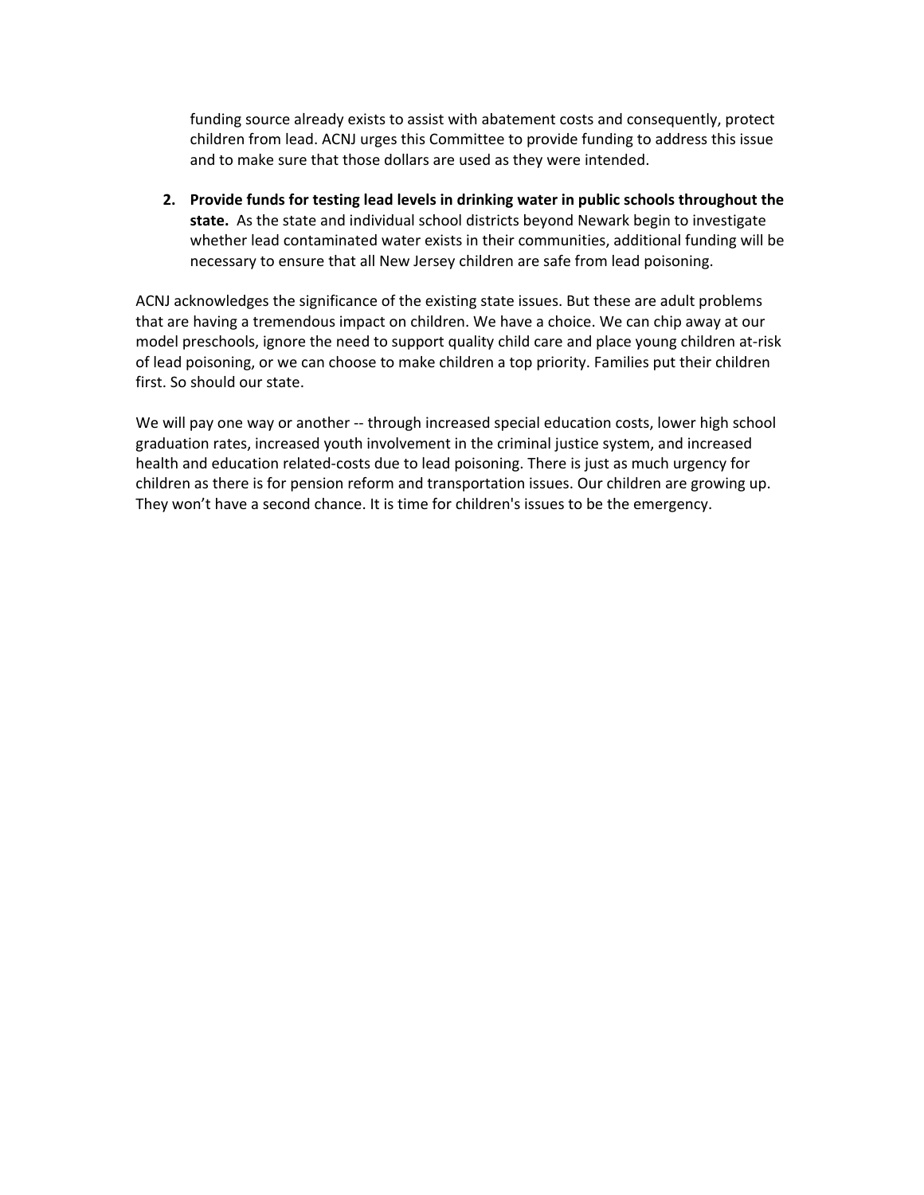funding source already exists to assist with abatement costs and consequently, protect children from lead. ACNJ urges this Committee to provide funding to address this issue and to make sure that those dollars are used as they were intended.

2. **Provide funds for testing lead levels in drinking water in public schools throughout the state.** As the state and individual school districts beyond Newark begin to investigate whether lead contaminated water exists in their communities, additional funding will be necessary to ensure that all New Jersey children are safe from lead poisoning.

ACNJ acknowledges the significance of the existing state issues. But these are adult problems that are having a tremendous impact on children. We have a choice. We can chip away at our model preschools, ignore the need to support quality child care and place young children at-risk of lead poisoning, or we can choose to make children a top priority. Families put their children first. So should our state.

We will pay one way or another -- through increased special education costs, lower high school graduation rates, increased youth involvement in the criminal justice system, and increased health and education related-costs due to lead poisoning. There is just as much urgency for children as there is for pension reform and transportation issues. Our children are growing up. They won't have a second chance. It is time for children's issues to be the emergency.